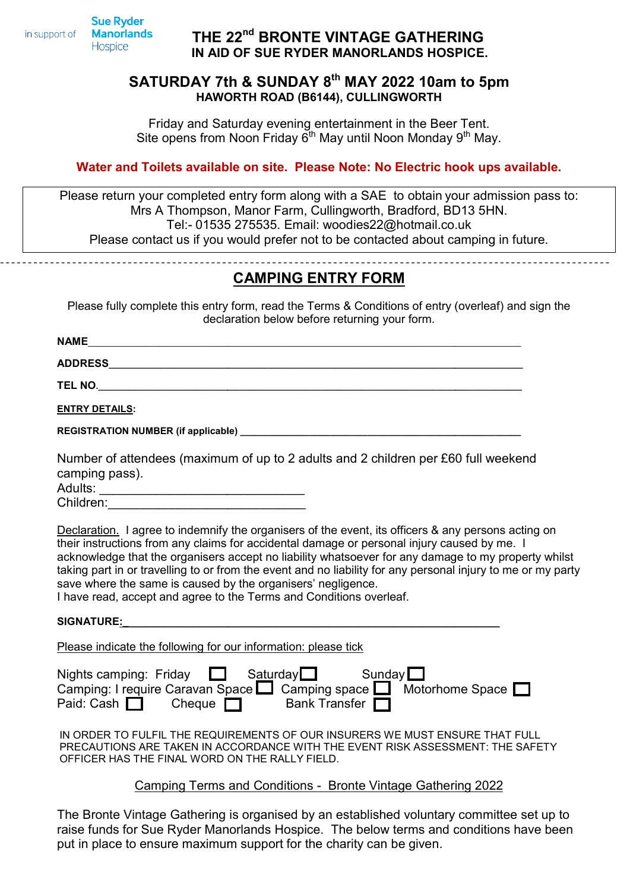in support of **Sue Ryder Manorlands** Hospice

# THE 22nd BRONTE VINTAGE GATHERING
## IN AID OF SUE RYDER MANORLANDS HOSPICE.

## SATURDAY 7th & SUNDAY 8th MAY 2022 10am to 5pm
**HAWORTH ROAD (B6144), CULLINGWORTH**

Friday and Saturday evening entertainment in the Beer Tent.
Site opens from Noon Friday 6th May until Noon Monday 9th May.

**Water and Toilets available on site. Please Note: No Electric hook ups available.**

Please return your completed entry form along with a SAE to obtain your admission pass to:
Mrs A Thompson, Manor Farm, Cullingworth, Bradford, BD13 5HN.
Tel:- 01535 275535. Email: woodies22@hotmail.co.uk
Please contact us if you would prefer not to be contacted about camping in future.

---

## CAMPING ENTRY FORM

Please fully complete this entry form, read the Terms & Conditions of entry (overleaf) and sign the declaration below before returning your form.

**NAME**\_\_\_\_\_\_\_\_\_\_\_\_\_\_\_\_\_\_\_\_\_\_\_\_\_\_\_\_\_\_\_\_\_\_\_\_\_\_\_\_\_\_\_\_\_\_\_\_\_\_\_\_\_\_\_\_

**ADDRESS**\_\_\_\_\_\_\_\_\_\_\_\_\_\_\_\_\_\_\_\_\_\_\_\_\_\_\_\_\_\_\_\_\_\_\_\_\_\_\_\_\_\_\_\_\_\_\_\_\_\_\_\_

**TEL NO.**\_\_\_\_\_\_\_\_\_\_\_\_\_\_\_\_\_\_\_\_\_\_\_\_\_\_\_\_\_\_\_\_\_\_\_\_\_\_\_\_\_\_\_\_\_\_\_\_\_\_\_\_\_

**ENTRY DETAILS:**

**REGISTRATION NUMBER (if applicable)** \_\_\_\_\_\_\_\_\_\_\_\_\_\_\_\_\_\_\_\_\_\_\_\_\_\_\_\_\_\_\_\_\_\_\_\_

Number of attendees (maximum of up to 2 adults and 2 children per £60 full weekend camping pass).
Adults: \_\_\_\_\_\_\_\_\_\_\_\_\_\_\_\_\_\_\_\_\_\_\_\_\_\_
Children:\_\_\_\_\_\_\_\_\_\_\_\_\_\_\_\_\_\_\_\_\_\_\_\_\_\_

Declaration. I agree to indemnify the organisers of the event, its officers & any persons acting on their instructions from any claims for accidental damage or personal injury caused by me. I acknowledge that the organisers accept no liability whatsoever for any damage to my property whilst taking part in or travelling to or from the event and no liability for any personal injury to me or my party save where the same is caused by the organisers' negligence.
I have read, accept and agree to the Terms and Conditions overleaf.

**SIGNATURE:**\_\_\_\_\_\_\_\_\_\_\_\_\_\_\_\_\_\_\_\_\_\_\_\_\_\_\_\_\_\_\_\_\_\_\_\_\_\_\_\_\_\_\_\_\_\_\_\_\_\_\_\_

Please indicate the following for our information: please tick

Nights camping: Friday ☐ Saturday ☐ Sunday ☐
Camping: I require Caravan Space ☐ Camping space ☐ Motorhome Space ☐
Paid: Cash ☐ Cheque ☐ Bank Transfer ☐

IN ORDER TO FULFIL THE REQUIREMENTS OF OUR INSURERS WE MUST ENSURE THAT FULL PRECAUTIONS ARE TAKEN IN ACCORDANCE WITH THE EVENT RISK ASSESSMENT: THE SAFETY OFFICER HAS THE FINAL WORD ON THE RALLY FIELD.

## Camping Terms and Conditions - Bronte Vintage Gathering 2022

The Bronte Vintage Gathering is organised by an established voluntary committee set up to raise funds for Sue Ryder Manorlands Hospice. The below terms and conditions have been put in place to ensure maximum support for the charity can be given.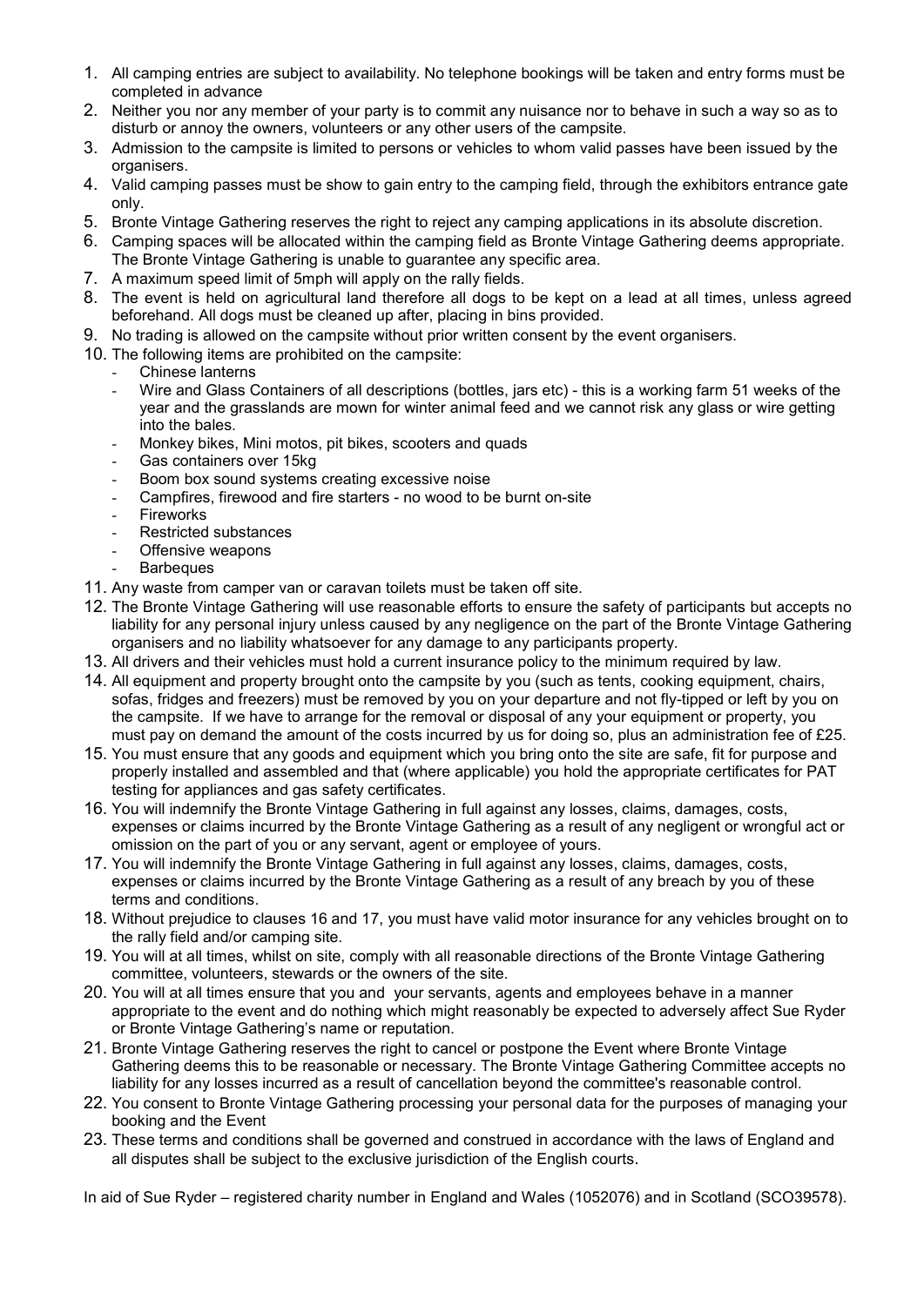1. All camping entries are subject to availability. No telephone bookings will be taken and entry forms must be completed in advance
2. Neither you nor any member of your party is to commit any nuisance nor to behave in such a way so as to disturb or annoy the owners, volunteers or any other users of the campsite.
3. Admission to the campsite is limited to persons or vehicles to whom valid passes have been issued by the organisers.
4. Valid camping passes must be show to gain entry to the camping field, through the exhibitors entrance gate only.
5. Bronte Vintage Gathering reserves the right to reject any camping applications in its absolute discretion.
6. Camping spaces will be allocated within the camping field as Bronte Vintage Gathering deems appropriate. The Bronte Vintage Gathering is unable to guarantee any specific area.
7. A maximum speed limit of 5mph will apply on the rally fields.
8. The event is held on agricultural land therefore all dogs to be kept on a lead at all times, unless agreed beforehand. All dogs must be cleaned up after, placing in bins provided.
9. No trading is allowed on the campsite without prior written consent by the event organisers.
10. The following items are prohibited on the campsite:
    - Chinese lanterns
    - Wire and Glass Containers of all descriptions (bottles, jars etc) - this is a working farm 51 weeks of the year and the grasslands are mown for winter animal feed and we cannot risk any glass or wire getting into the bales.
    - Monkey bikes, Mini motos, pit bikes, scooters and quads
    - Gas containers over 15kg
    - Boom box sound systems creating excessive noise
    - Campfires, firewood and fire starters - no wood to be burnt on-site
    - Fireworks
    - Restricted substances
    - Offensive weapons
    - Barbeques
11. Any waste from camper van or caravan toilets must be taken off site.
12. The Bronte Vintage Gathering will use reasonable efforts to ensure the safety of participants but accepts no liability for any personal injury unless caused by any negligence on the part of the Bronte Vintage Gathering organisers and no liability whatsoever for any damage to any participants property.
13. All drivers and their vehicles must hold a current insurance policy to the minimum required by law.
14. All equipment and property brought onto the campsite by you (such as tents, cooking equipment, chairs, sofas, fridges and freezers) must be removed by you on your departure and not fly-tipped or left by you on the campsite. If we have to arrange for the removal or disposal of any your equipment or property, you must pay on demand the amount of the costs incurred by us for doing so, plus an administration fee of £25.
15. You must ensure that any goods and equipment which you bring onto the site are safe, fit for purpose and properly installed and assembled and that (where applicable) you hold the appropriate certificates for PAT testing for appliances and gas safety certificates.
16. You will indemnify the Bronte Vintage Gathering in full against any losses, claims, damages, costs, expenses or claims incurred by the Bronte Vintage Gathering as a result of any negligent or wrongful act or omission on the part of you or any servant, agent or employee of yours.
17. You will indemnify the Bronte Vintage Gathering in full against any losses, claims, damages, costs, expenses or claims incurred by the Bronte Vintage Gathering as a result of any breach by you of these terms and conditions.
18. Without prejudice to clauses 16 and 17, you must have valid motor insurance for any vehicles brought on to the rally field and/or camping site.
19. You will at all times, whilst on site, comply with all reasonable directions of the Bronte Vintage Gathering committee, volunteers, stewards or the owners of the site.
20. You will at all times ensure that you and your servants, agents and employees behave in a manner appropriate to the event and do nothing which might reasonably be expected to adversely affect Sue Ryder or Bronte Vintage Gathering's name or reputation.
21. Bronte Vintage Gathering reserves the right to cancel or postpone the Event where Bronte Vintage Gathering deems this to be reasonable or necessary. The Bronte Vintage Gathering Committee accepts no liability for any losses incurred as a result of cancellation beyond the committee's reasonable control.
22. You consent to Bronte Vintage Gathering processing your personal data for the purposes of managing your booking and the Event
23. These terms and conditions shall be governed and construed in accordance with the laws of England and all disputes shall be subject to the exclusive jurisdiction of the English courts.

In aid of Sue Ryder – registered charity number in England and Wales (1052076) and in Scotland (SCO39578).